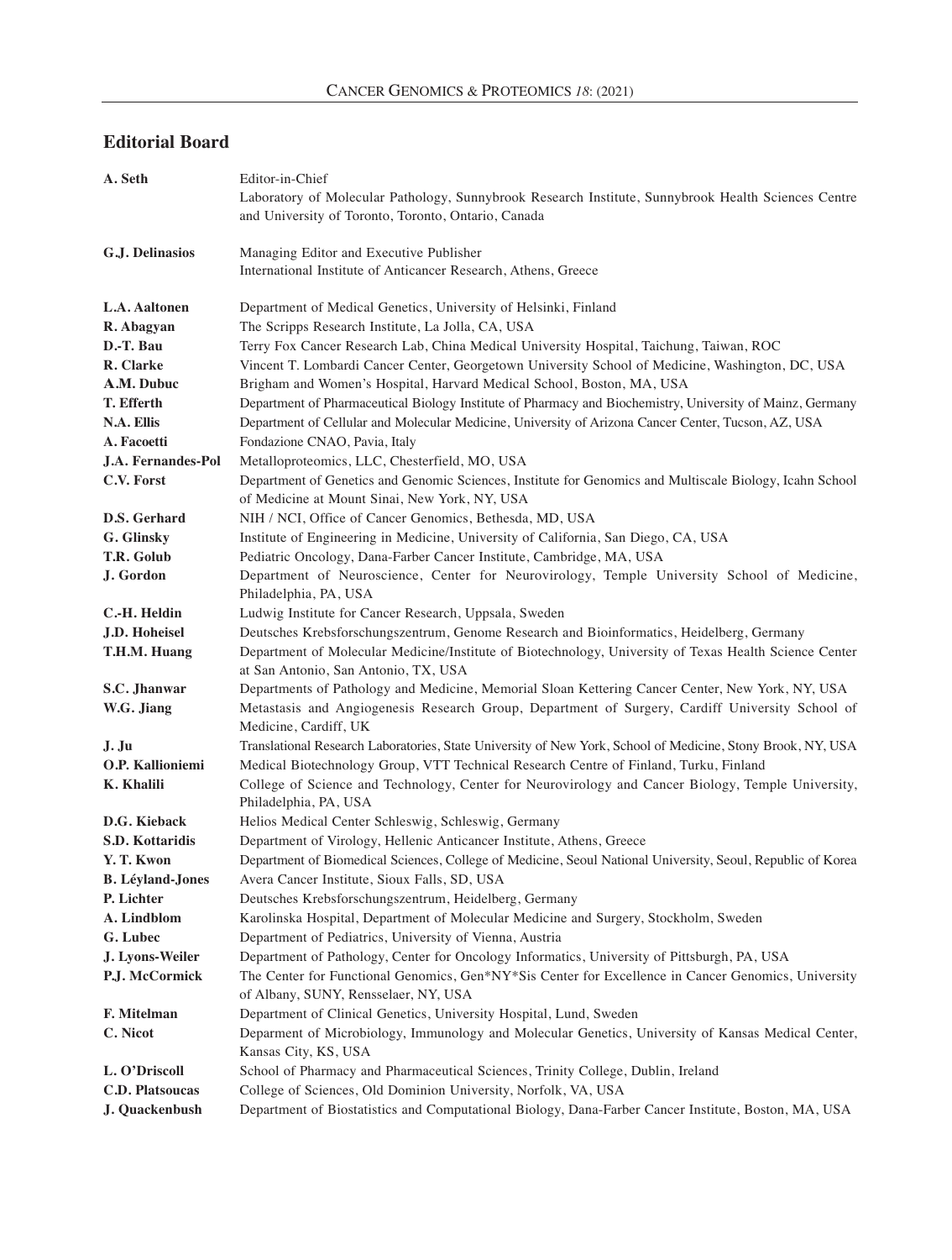## Editorial Board

| | |
|---|---|
| **A. Seth** | Editor-in-Chief<br>Laboratory of Molecular Pathology, Sunnybrook Research Institute, Sunnybrook Health Sciences Centre and University of Toronto, Toronto, Ontario, Canada |
| **G.J. Delinasios** | Managing Editor and Executive Publisher<br>International Institute of Anticancer Research, Athens, Greece |
| **L.A. Aaltonen** | Department of Medical Genetics, University of Helsinki, Finland |
| **R. Abagyan** | The Scripps Research Institute, La Jolla, CA, USA |
| **D.-T. Bau** | Terry Fox Cancer Research Lab, China Medical University Hospital, Taichung, Taiwan, ROC |
| **R. Clarke** | Vincent T. Lombardi Cancer Center, Georgetown University School of Medicine, Washington, DC, USA |
| **A.M. Dubuc** | Brigham and Women's Hospital, Harvard Medical School, Boston, MA, USA |
| **T. Efferth** | Department of Pharmaceutical Biology Institute of Pharmacy and Biochemistry, University of Mainz, Germany |
| **N.A. Ellis** | Department of Cellular and Molecular Medicine, University of Arizona Cancer Center, Tucson, AZ, USA |
| **A. Facoetti** | Fondazione CNAO, Pavia, Italy |
| **J.A. Fernandes-Pol** | Metalloproteomics, LLC, Chesterfield, MO, USA |
| **C.V. Forst** | Department of Genetics and Genomic Sciences, Institute for Genomics and Multiscale Biology, Icahn School of Medicine at Mount Sinai, New York, NY, USA |
| **D.S. Gerhard** | NIH / NCI, Office of Cancer Genomics, Bethesda, MD, USA |
| **G. Glinsky** | Institute of Engineering in Medicine, University of California, San Diego, CA, USA |
| **T.R. Golub** | Pediatric Oncology, Dana-Farber Cancer Institute, Cambridge, MA, USA |
| **J. Gordon** | Department of Neuroscience, Center for Neurovirology, Temple University School of Medicine, Philadelphia, PA, USA |
| **C.-H. Heldin** | Ludwig Institute for Cancer Research, Uppsala, Sweden |
| **J.D. Hoheisel** | Deutsches Krebsforschungszentrum, Genome Research and Bioinformatics, Heidelberg, Germany |
| **T.H.M. Huang** | Department of Molecular Medicine/Institute of Biotechnology, University of Texas Health Science Center at San Antonio, San Antonio, TX, USA |
| **S.C. Jhanwar** | Departments of Pathology and Medicine, Memorial Sloan Kettering Cancer Center, New York, NY, USA |
| **W.G. Jiang** | Metastasis and Angiogenesis Research Group, Department of Surgery, Cardiff University School of Medicine, Cardiff, UK |
| **J. Ju** | Translational Research Laboratories, State University of New York, School of Medicine, Stony Brook, NY, USA |
| **O.P. Kallioniemi** | Medical Biotechnology Group, VTT Technical Research Centre of Finland, Turku, Finland |
| **K. Khalili** | College of Science and Technology, Center for Neurovirology and Cancer Biology, Temple University, Philadelphia, PA, USA |
| **D.G. Kieback** | Helios Medical Center Schleswig, Schleswig, Germany |
| **S.D. Kottaridis** | Department of Virology, Hellenic Anticancer Institute, Athens, Greece |
| **Y. T. Kwon** | Department of Biomedical Sciences, College of Medicine, Seoul National University, Seoul, Republic of Korea |
| **B. Léyland-Jones** | Avera Cancer Institute, Sioux Falls, SD, USA |
| **P. Lichter** | Deutsches Krebsforschungszentrum, Heidelberg, Germany |
| **A. Lindblom** | Karolinska Hospital, Department of Molecular Medicine and Surgery, Stockholm, Sweden |
| **G. Lubec** | Department of Pediatrics, University of Vienna, Austria |
| **J. Lyons-Weiler** | Department of Pathology, Center for Oncology Informatics, University of Pittsburgh, PA, USA |
| **P.J. McCormick** | The Center for Functional Genomics, Gen*NY*Sis Center for Excellence in Cancer Genomics, University of Albany, SUNY, Rensselaer, NY, USA |
| **F. Mitelman** | Department of Clinical Genetics, University Hospital, Lund, Sweden |
| **C. Nicot** | Deparment of Microbiology, Immunology and Molecular Genetics, University of Kansas Medical Center, Kansas City, KS, USA |
| **L. O'Driscoll** | School of Pharmacy and Pharmaceutical Sciences, Trinity College, Dublin, Ireland |
| **C.D. Platsoucas** | College of Sciences, Old Dominion University, Norfolk, VA, USA |
| **J. Quackenbush** | Department of Biostatistics and Computational Biology, Dana-Farber Cancer Institute, Boston, MA, USA |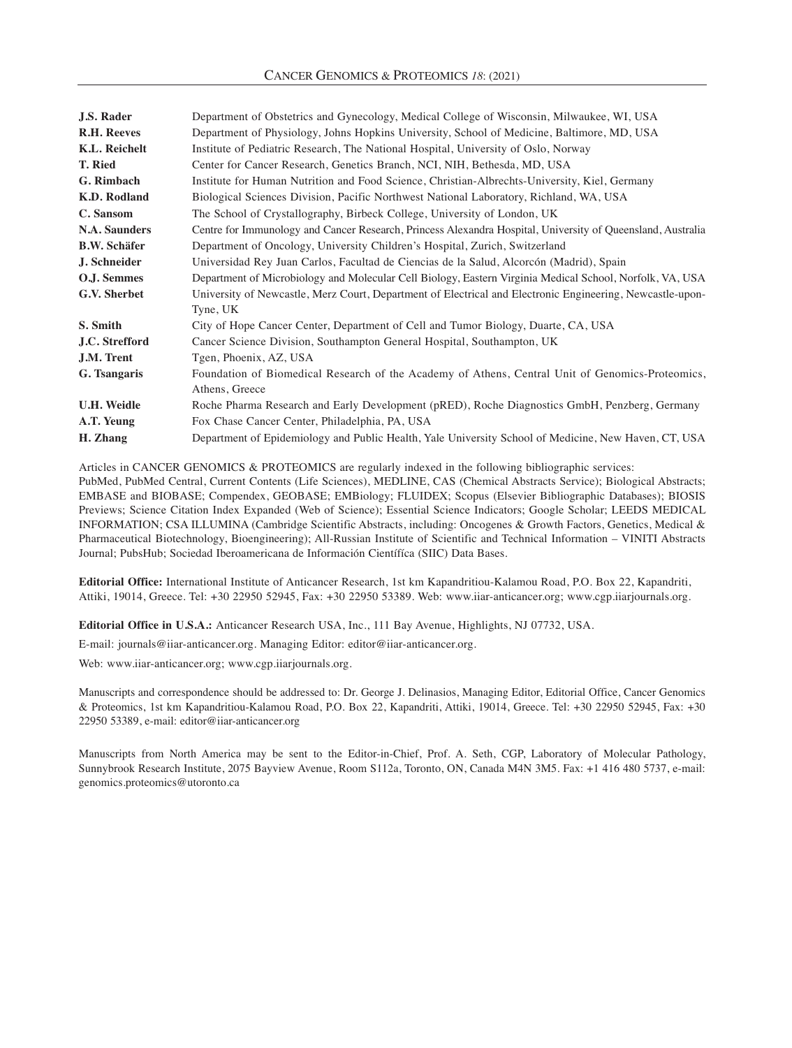| | |
|---|---|
| **J.S. Rader** | Department of Obstetrics and Gynecology, Medical College of Wisconsin, Milwaukee, WI, USA |
| **R.H. Reeves** | Department of Physiology, Johns Hopkins University, School of Medicine, Baltimore, MD, USA |
| **K.L. Reichelt** | Institute of Pediatric Research, The National Hospital, University of Oslo, Norway |
| **T. Ried** | Center for Cancer Research, Genetics Branch, NCI, NIH, Bethesda, MD, USA |
| **G. Rimbach** | Institute for Human Nutrition and Food Science, Christian-Albrechts-University, Kiel, Germany |
| **K.D. Rodland** | Biological Sciences Division, Pacific Northwest National Laboratory, Richland, WA, USA |
| **C. Sansom** | The School of Crystallography, Birbeck College, University of London, UK |
| **N.A. Saunders** | Centre for Immunology and Cancer Research, Princess Alexandra Hospital, University of Queensland, Australia |
| **B.W. Schäfer** | Department of Oncology, University Children's Hospital, Zurich, Switzerland |
| **J. Schneider** | Universidad Rey Juan Carlos, Facultad de Ciencias de la Salud, Alcorcón (Madrid), Spain |
| **O.J. Semmes** | Department of Microbiology and Molecular Cell Biology, Eastern Virginia Medical School, Norfolk, VA, USA |
| **G.V. Sherbet** | University of Newcastle, Merz Court, Department of Electrical and Electronic Engineering, Newcastle-upon-Tyne, UK |
| **S. Smith** | City of Hope Cancer Center, Department of Cell and Tumor Biology, Duarte, CA, USA |
| **J.C. Strefford** | Cancer Science Division, Southampton General Hospital, Southampton, UK |
| **J.M. Trent** | Tgen, Phoenix, AZ, USA |
| **G. Tsangaris** | Foundation of Biomedical Research of the Academy of Athens, Central Unit of Genomics-Proteomics, Athens, Greece |
| **U.H. Weidle** | Roche Pharma Research and Early Development (pRED), Roche Diagnostics GmbH, Penzberg, Germany |
| **A.T. Yeung** | Fox Chase Cancer Center, Philadelphia, PA, USA |
| **H. Zhang** | Department of Epidemiology and Public Health, Yale University School of Medicine, New Haven, CT, USA |

Articles in CANCER GENOMICS & PROTEOMICS are regularly indexed in the following bibliographic services: PubMed, PubMed Central, Current Contents (Life Sciences), MEDLINE, CAS (Chemical Abstracts Service); Biological Abstracts; EMBASE and BIOBASE; Compendex, GEOBASE; EMBiology; FLUIDEX; Scopus (Elsevier Bibliographic Databases); BIOSIS Previews; Science Citation Index Expanded (Web of Science); Essential Science Indicators; Google Scholar; LEEDS MEDICAL INFORMATION; CSA ILLUMINA (Cambridge Scientific Abstracts, including: Oncogenes & Growth Factors, Genetics, Medical & Pharmaceutical Biotechnology, Bioengineering); All-Russian Institute of Scientific and Technical Information – VINITI Abstracts Journal; PubsHub; Sociedad Iberoamericana de Información Científíca (SIIC) Data Bases.

**Editorial Office:** International Institute of Anticancer Research, 1st km Kapandritiou-Kalamou Road, P.O. Box 22, Kapandriti, Attiki, 19014, Greece. Tel: +30 22950 52945, Fax: +30 22950 53389. Web: www.iiar-anticancer.org; www.cgp.iiarjournals.org.

**Editorial Office in U.S.A.:** Anticancer Research USA, Inc., 111 Bay Avenue, Highlights, NJ 07732, USA.

E-mail: journals@iiar-anticancer.org. Managing Editor: editor@iiar-anticancer.org.

Web: www.iiar-anticancer.org; www.cgp.iiarjournals.org.

Manuscripts and correspondence should be addressed to: Dr. George J. Delinasios, Managing Editor, Editorial Office, Cancer Genomics & Proteomics, 1st km Kapandritiou-Kalamou Road, P.O. Box 22, Kapandriti, Attiki, 19014, Greece. Tel: +30 22950 52945, Fax: +30 22950 53389, e-mail: editor@iiar-anticancer.org

Manuscripts from North America may be sent to the Editor-in-Chief, Prof. A. Seth, CGP, Laboratory of Molecular Pathology, Sunnybrook Research Institute, 2075 Bayview Avenue, Room S112a, Toronto, ON, Canada M4N 3M5. Fax: +1 416 480 5737, e-mail: genomics.proteomics@utoronto.ca